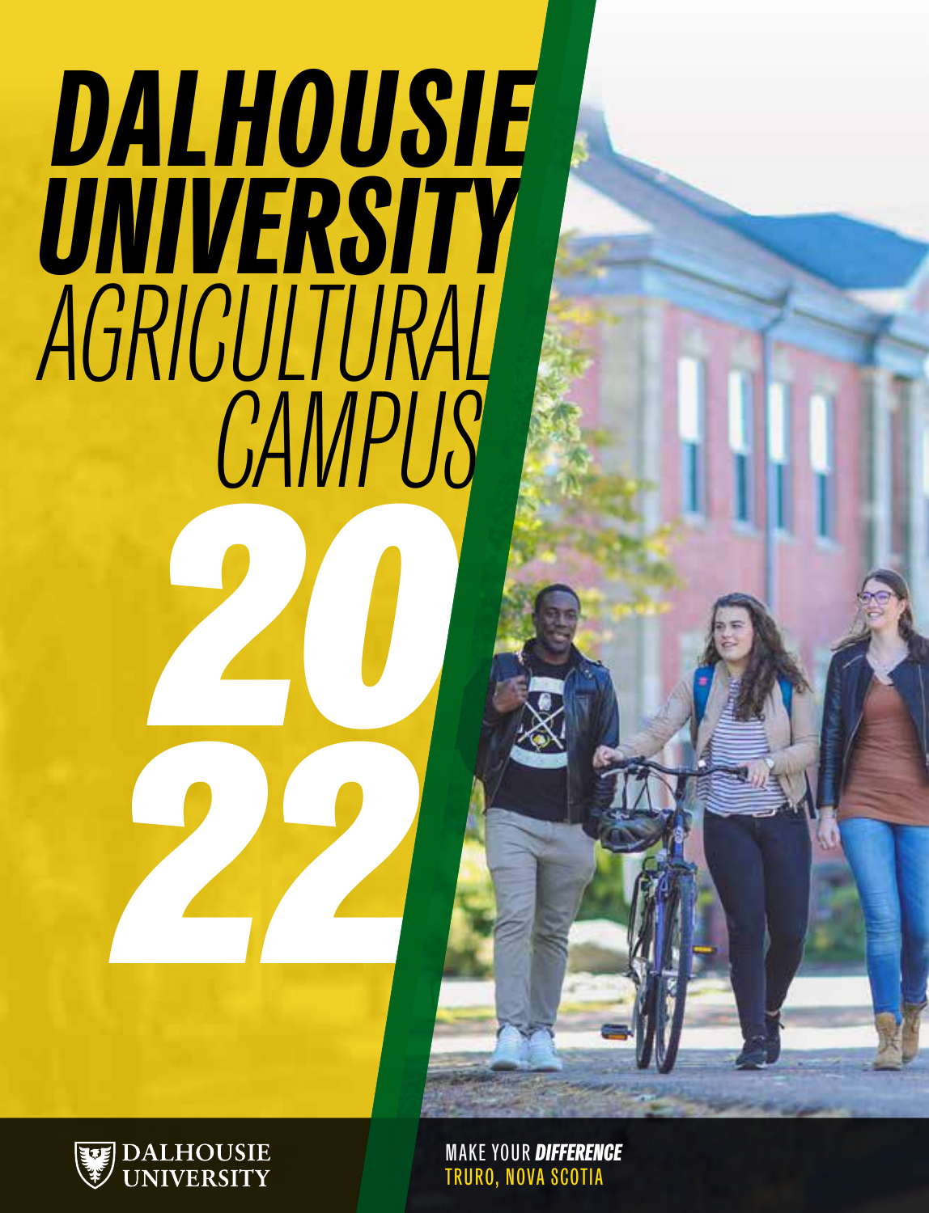# DALHOUSIE UNIVERSITY AGRICULTURAL CAMPUS

# 2022

DALHOUSIE UNIVERSITY

MAKE YOUR ***DIFFERENCE***

TRURO, NOVA SCOTIA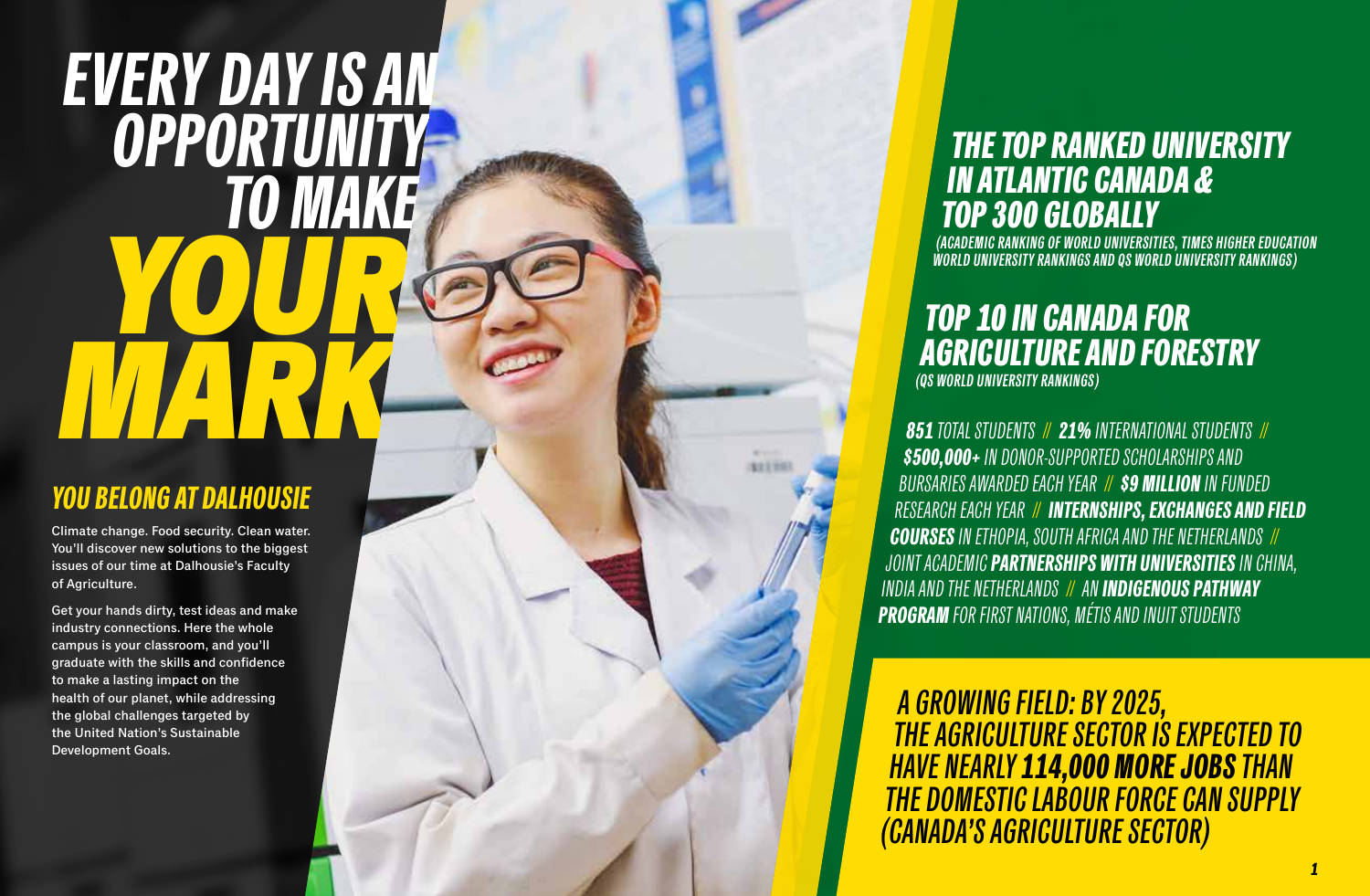# EVERY DAY IS AN OPPORTUNITY TO MAKE YOUR MARK

## YOU BELONG AT DALHOUSIE

Climate change. Food security. Clean water. You'll discover new solutions to the biggest issues of our time at Dalhousie's Faculty of Agriculture.

Get your hands dirty, test ideas and make industry connections. Here the whole campus is your classroom, and you'll graduate with the skills and confidence to make a lasting impact on the health of our planet, while addressing the global challenges targeted by the United Nation's Sustainable Development Goals.

## THE TOP RANKED UNIVERSITY IN ATLANTIC CANADA & TOP 300 GLOBALLY

(ACADEMIC RANKING OF WORLD UNIVERSITIES, TIMES HIGHER EDUCATION WORLD UNIVERSITY RANKINGS AND QS WORLD UNIVERSITY RANKINGS)

## TOP 10 IN CANADA FOR AGRICULTURE AND FORESTRY

(QS WORLD UNIVERSITY RANKINGS)

**851** TOTAL STUDENTS // **21%** INTERNATIONAL STUDENTS // **$500,000+** IN DONOR-SUPPORTED SCHOLARSHIPS AND BURSARIES AWARDED EACH YEAR // **$9 MILLION** IN FUNDED RESEARCH EACH YEAR // **INTERNSHIPS, EXCHANGES AND FIELD COURSES** IN ETHIOPIA, SOUTH AFRICA AND THE NETHERLANDS // JOINT ACADEMIC **PARTNERSHIPS WITH UNIVERSITIES** IN CHINA, INDIA AND THE NETHERLANDS // AN **INDIGENOUS PATHWAY PROGRAM** FOR FIRST NATIONS, MÉTIS AND INUIT STUDENTS

A GROWING FIELD: BY 2025, THE AGRICULTURE SECTOR IS EXPECTED TO HAVE NEARLY **114,000 MORE JOBS** THAN THE DOMESTIC LABOUR FORCE CAN SUPPLY (CANADA'S AGRICULTURE SECTOR)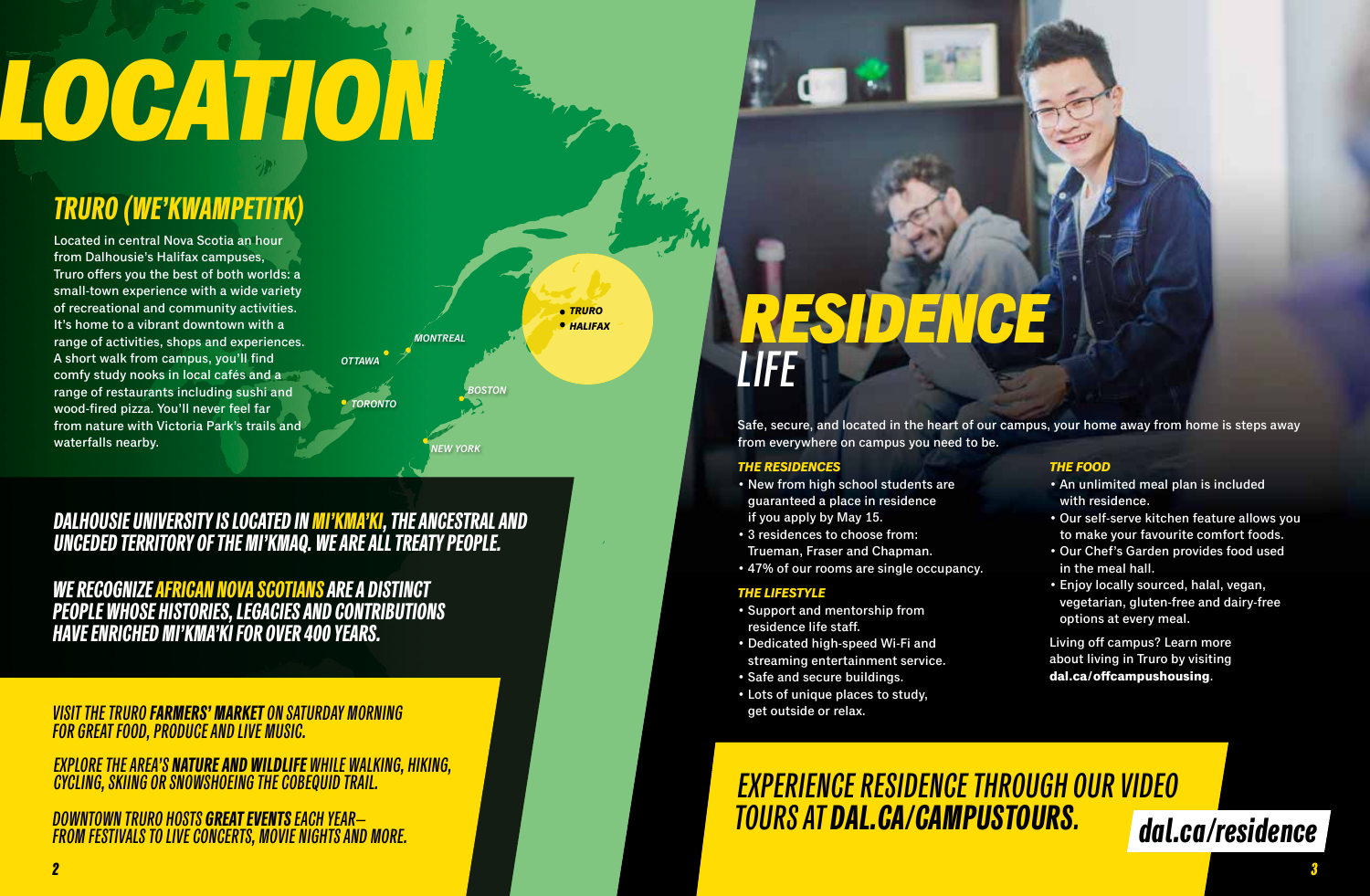# LOCATION

## TRURO (WE'KWAMPETITK)

Located in central Nova Scotia an hour from Dalhousie's Halifax campuses, Truro offers you the best of both worlds: a small-town experience with a wide variety of recreational and community activities. It's home to a vibrant downtown with a range of activities, shops and experiences. A short walk from campus, you'll find comfy study nooks in local cafés and a range of restaurants including sushi and wood-fired pizza. You'll never feel far from nature with Victoria Park's trails and waterfalls nearby.

TRURO
HALIFAX
MONTREAL
OTTAWA
TORONTO
BOSTON
NEW YORK

**DALHOUSIE UNIVERSITY IS LOCATED IN MI'KMA'KI, THE ANCESTRAL AND UNCEDED TERRITORY OF THE MI'KMAQ. WE ARE ALL TREATY PEOPLE.**

**WE RECOGNIZE AFRICAN NOVA SCOTIANS ARE A DISTINCT PEOPLE WHOSE HISTORIES, LEGACIES AND CONTRIBUTIONS HAVE ENRICHED MI'KMA'KI FOR OVER 400 YEARS.**

VISIT THE TRURO **FARMERS' MARKET** ON SATURDAY MORNING FOR GREAT FOOD, PRODUCE AND LIVE MUSIC.

EXPLORE THE AREA'S **NATURE AND WILDLIFE** WHILE WALKING, HIKING, CYCLING, SKIING OR SNOWSHOEING THE COBEQUID TRAIL.

DOWNTOWN TRURO HOSTS **GREAT EVENTS** EACH YEAR— FROM FESTIVALS TO LIVE CONCERTS, MOVIE NIGHTS AND MORE.

# RESIDENCE LIFE

Safe, secure, and located in the heart of our campus, your home away from home is steps away from everywhere on campus you need to be.

### THE RESIDENCES

- New from high school students are guaranteed a place in residence if you apply by May 15.
- 3 residences to choose from: Trueman, Fraser and Chapman.
- 47% of our rooms are single occupancy.

### THE LIFESTYLE

- Support and mentorship from residence life staff.
- Dedicated high-speed Wi-Fi and streaming entertainment service.
- Safe and secure buildings.
- Lots of unique places to study, get outside or relax.

### THE FOOD

- An unlimited meal plan is included with residence.
- Our self-serve kitchen feature allows you to make your favourite comfort foods.
- Our Chef's Garden provides food used in the meal hall.
- Enjoy locally sourced, halal, vegan, vegetarian, gluten-free and dairy-free options at every meal.

Living off campus? Learn more about living in Truro by visiting **dal.ca/offcampushousing**.

EXPERIENCE RESIDENCE THROUGH OUR VIDEO TOURS AT **DAL.CA/CAMPUSTOURS.**

**dal.ca/residence**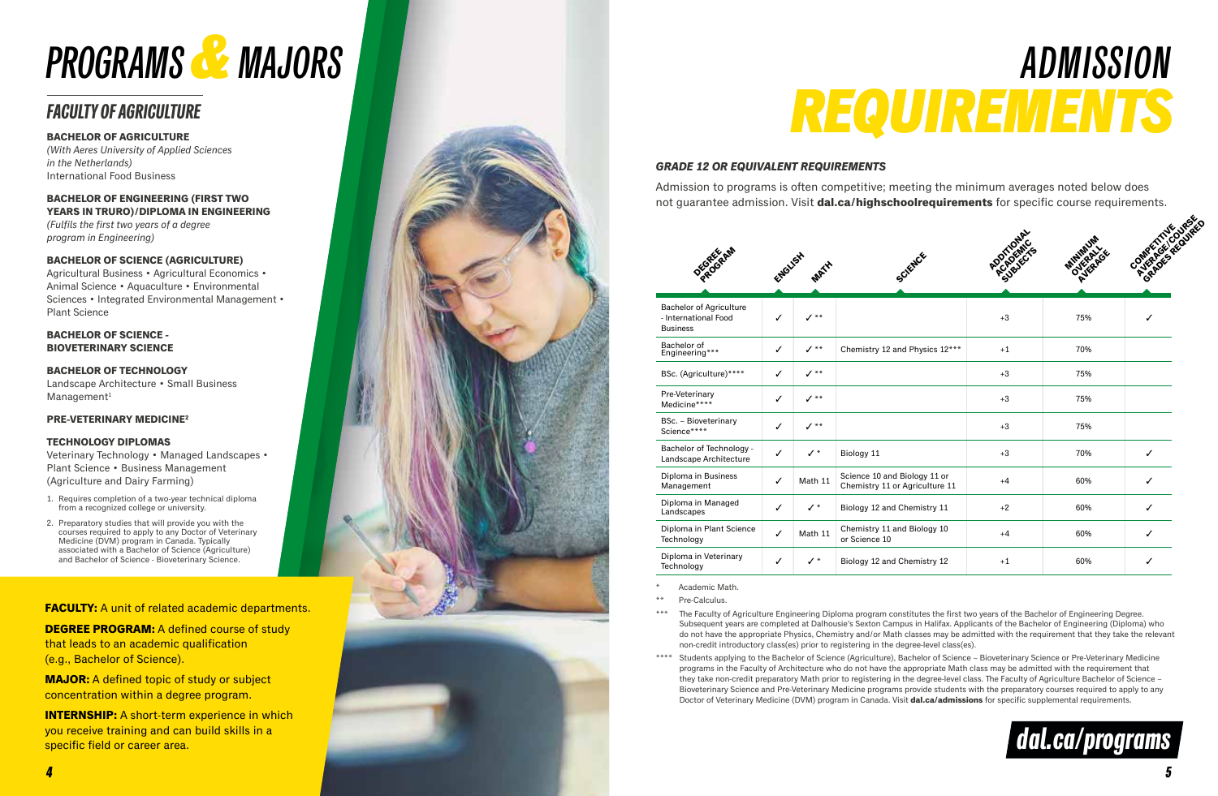# PROGRAMS & MAJORS

## FACULTY OF AGRICULTURE

**BACHELOR OF AGRICULTURE**
*(With Aeres University of Applied Sciences in the Netherlands)*
International Food Business

**BACHELOR OF ENGINEERING (FIRST TWO YEARS IN TRURO)/DIPLOMA IN ENGINEERING**
*(Fulfils the first two years of a degree program in Engineering)*

**BACHELOR OF SCIENCE (AGRICULTURE)**
Agricultural Business • Agricultural Economics • Animal Science • Aquaculture • Environmental Sciences • Integrated Environmental Management • Plant Science

**BACHELOR OF SCIENCE - BIOVETERINARY SCIENCE**

**BACHELOR OF TECHNOLOGY**
Landscape Architecture • Small Business Management[1]

**PRE-VETERINARY MEDICINE[2]**

**TECHNOLOGY DIPLOMAS**
Veterinary Technology • Managed Landscapes • Plant Science • Business Management (Agriculture and Dairy Farming)

1. Requires completion of a two-year technical diploma from a recognized college or university.
2. Preparatory studies that will provide you with the courses required to apply to any Doctor of Veterinary Medicine (DVM) program in Canada. Typically associated with a Bachelor of Science (Agriculture) and Bachelor of Science - Bioveterinary Science.

**FACULTY:** A unit of related academic departments.

**DEGREE PROGRAM:** A defined course of study that leads to an academic qualification (e.g., Bachelor of Science).

**MAJOR:** A defined topic of study or subject concentration within a degree program.

**INTERNSHIP:** A short-term experience in which you receive training and can build skills in a specific field or career area.

# ADMISSION REQUIREMENTS

### *GRADE 12 OR EQUIVALENT REQUIREMENTS*

Admission to programs is often competitive; meeting the minimum averages noted below does not guarantee admission. Visit **dal.ca/highschoolrequirements** for specific course requirements.

| Degree Program | English | Math | Science | Additional Academic Subjects | Minimum Overall Average | Competitive Average/Course Grades Required |
|---|---|---|---|---|---|---|
| Bachelor of Agriculture - International Food Business | ✓ | ✓ ** | | +3 | 75% | ✓ |
| Bachelor of Engineering*** | ✓ | ✓ ** | Chemistry 12 and Physics 12*** | +1 | 70% | |
| BSc. (Agriculture)**** | ✓ | ✓ ** | | +3 | 75% | |
| Pre-Veterinary Medicine**** | ✓ | ✓ ** | | +3 | 75% | |
| BSc. – Bioveterinary Science**** | ✓ | ✓ ** | | +3 | 75% | |
| Bachelor of Technology - Landscape Architecture | ✓ | ✓ * | Biology 11 | +3 | 70% | ✓ |
| Diploma in Business Management | ✓ | Math 11 | Science 10 and Biology 11 or Chemistry 11 or Agriculture 11 | +4 | 60% | ✓ |
| Diploma in Managed Landscapes | ✓ | ✓ * | Biology 12 and Chemistry 11 | +2 | 60% | ✓ |
| Diploma in Plant Science Technology | ✓ | Math 11 | Chemistry 11 and Biology 10 or Science 10 | +4 | 60% | ✓ |
| Diploma in Veterinary Technology | ✓ | ✓ * | Biology 12 and Chemistry 12 | +1 | 60% | ✓ |

\* Academic Math.

\** Pre-Calculus.

\*** The Faculty of Agriculture Engineering Diploma program constitutes the first two years of the Bachelor of Engineering Degree. Subsequent years are completed at Dalhousie's Sexton Campus in Halifax. Applicants of the Bachelor of Engineering (Diploma) who do not have the appropriate Physics, Chemistry and/or Math classes may be admitted with the requirement that they take the relevant non-credit introductory class(es) prior to registering in the degree-level class(es).

\**** Students applying to the Bachelor of Science (Agriculture), Bachelor of Science – Bioveterinary Science or Pre-Veterinary Medicine programs in the Faculty of Architecture who do not have the appropriate Math class may be admitted with the requirement that they take non-credit preparatory Math prior to registering in the degree-level class. The Faculty of Agriculture Bachelor of Science – Bioveterinary Science and Pre-Veterinary Medicine programs provide students with the preparatory courses required to apply to any Doctor of Veterinary Medicine (DVM) program in Canada. Visit **dal.ca/admissions** for specific supplemental requirements.

**dal.ca/programs**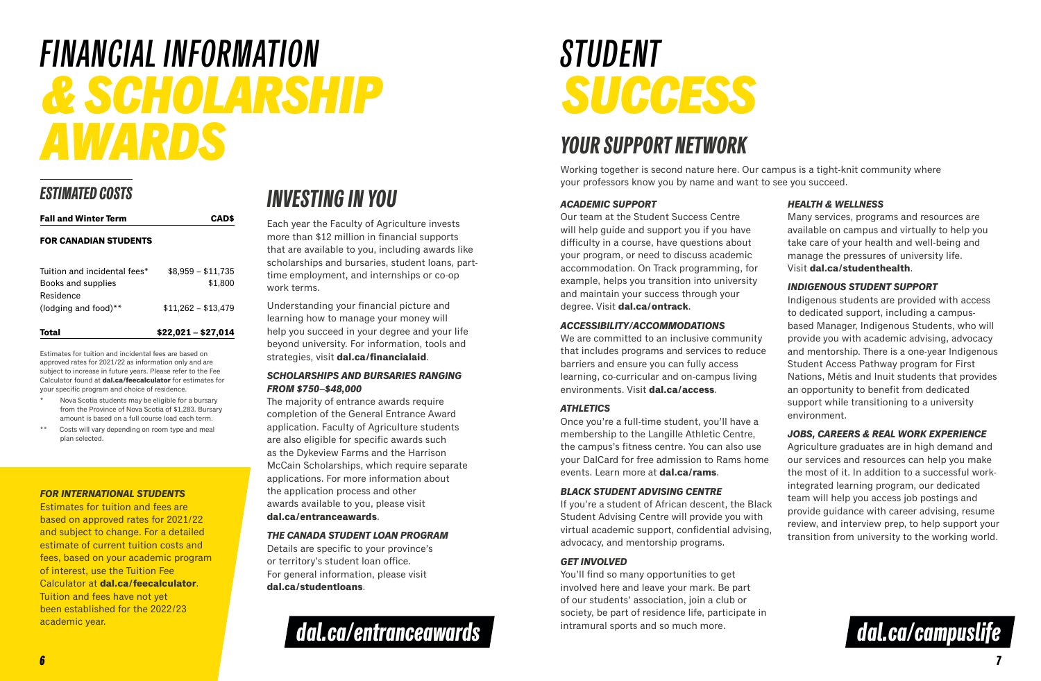# FINANCIAL INFORMATION & SCHOLARSHIP AWARDS

## ESTIMATED COSTS

| Fall and Winter Term | CAD$ |
|---|---|
| **FOR CANADIAN STUDENTS** | |
| Tuition and incidental fees* | $8,959 – $11,735 |
| Books and supplies | $1,800 |
| Residence (lodging and food)** | $11,262 – $13,479 |
| **Total** | **$22,021 – $27,014** |

Estimates for tuition and incidental fees are based on approved rates for 2021/22 as information only and are subject to increase in future years. Please refer to the Fee Calculator found at **dal.ca/feecalculator** for estimates for your specific program and choice of residence.

- \* Nova Scotia students may be eligible for a bursary from the Province of Nova Scotia of $1,283. Bursary amount is based on a full course load each term.
- \*\* Costs will vary depending on room type and meal plan selected.

### FOR INTERNATIONAL STUDENTS

Estimates for tuition and fees are based on approved rates for 2021/22 and subject to change. For a detailed estimate of current tuition costs and fees, based on your academic program of interest, use the Tuition Fee Calculator at **dal.ca/feecalculator**. Tuition and fees have not yet been established for the 2022/23 academic year.

## INVESTING IN YOU

Each year the Faculty of Agriculture invests more than $12 million in financial supports that are available to you, including awards like scholarships and bursaries, student loans, part-time employment, and internships or co-op work terms.

Understanding your financial picture and learning how to manage your money will help you succeed in your degree and your life beyond university. For information, tools and strategies, visit **dal.ca/financialaid**.

### SCHOLARSHIPS AND BURSARIES RANGING FROM $750–$48,000

The majority of entrance awards require completion of the General Entrance Award application. Faculty of Agriculture students are also eligible for specific awards such as the Dykeview Farms and the Harrison McCain Scholarships, which require separate applications. For more information about the application process and other awards available to you, please visit **dal.ca/entranceawards**.

### THE CANADA STUDENT LOAN PROGRAM

Details are specific to your province's or territory's student loan office. For general information, please visit **dal.ca/studentloans**.

**dal.ca/entranceawards**

# STUDENT SUCCESS

## YOUR SUPPORT NETWORK

Working together is second nature here. Our campus is a tight-knit community where your professors know you by name and want to see you succeed.

### ACADEMIC SUPPORT

Our team at the Student Success Centre will help guide and support you if you have difficulty in a course, have questions about your program, or need to discuss academic accommodation. On Track programming, for example, helps you transition into university and maintain your success through your degree. Visit **dal.ca/ontrack**.

### ACCESSIBILITY/ACCOMMODATIONS

We are committed to an inclusive community that includes programs and services to reduce barriers and ensure you can fully access learning, co-curricular and on-campus living environments. Visit **dal.ca/access**.

### ATHLETICS

Once you're a full-time student, you'll have a membership to the Langille Athletic Centre, the campus's fitness centre. You can also use your DalCard for free admission to Rams home events. Learn more at **dal.ca/rams**.

### BLACK STUDENT ADVISING CENTRE

If you're a student of African descent, the Black Student Advising Centre will provide you with virtual academic support, confidential advising, advocacy, and mentorship programs.

### GET INVOLVED

You'll find so many opportunities to get involved here and leave your mark. Be part of our students' association, join a club or society, be part of residence life, participate in intramural sports and so much more.

### HEALTH & WELLNESS

Many services, programs and resources are available on campus and virtually to help you take care of your health and well-being and manage the pressures of university life. Visit **dal.ca/studenthealth**.

### INDIGENOUS STUDENT SUPPORT

Indigenous students are provided with access to dedicated support, including a campus-based Manager, Indigenous Students, who will provide you with academic advising, advocacy and mentorship. There is a one-year Indigenous Student Access Pathway program for First Nations, Métis and Inuit students that provides an opportunity to benefit from dedicated support while transitioning to a university environment.

### JOBS, CAREERS & REAL WORK EXPERIENCE

Agriculture graduates are in high demand and our services and resources can help you make the most of it. In addition to a successful work-integrated learning program, our dedicated team will help you access job postings and provide guidance with career advising, resume review, and interview prep, to help support your transition from university to the working world.

**dal.ca/campuslife**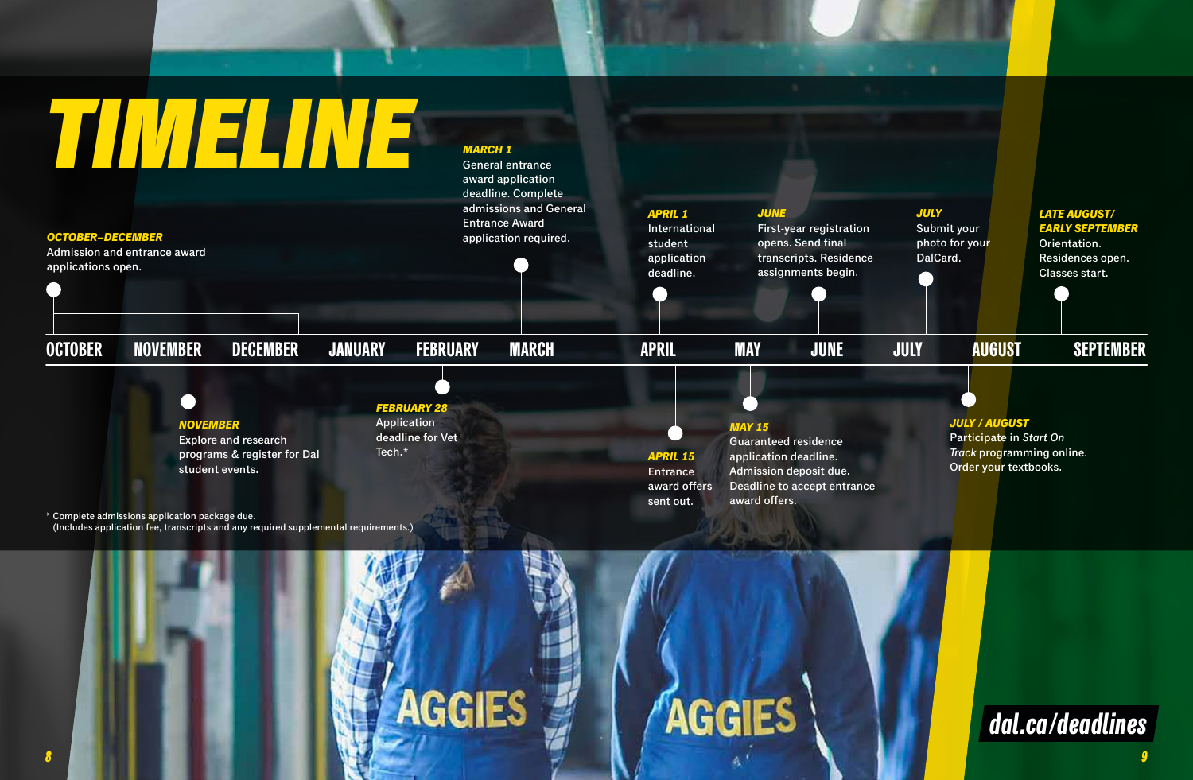# TIMELINE

***OCTOBER–DECEMBER***
Admission and entrance award applications open.

***NOVEMBER***
Explore and research programs & register for Dal student events.

***FEBRUARY 28***
Application deadline for Vet Tech.*

***MARCH 1***
General entrance award application deadline. Complete admissions and General Entrance Award application required.

***APRIL 1***
International student application deadline.

***APRIL 15***
Entrance award offers sent out.

***MAY 15***
Guaranteed residence application deadline. Admission deposit due. Deadline to accept entrance award offers.

***JUNE***
First-year registration opens. Send final transcripts. Residence assignments begin.

***JULY***
Submit your photo for your DalCard.

***JULY / AUGUST***
Participate in *Start On Track* programming online. Order your textbooks.

***LATE AUGUST/ EARLY SEPTEMBER***
Orientation. Residences open. Classes start.

OCTOBER | NOVEMBER | DECEMBER | JANUARY | FEBRUARY | MARCH | APRIL | MAY | JUNE | JULY | AUGUST | SEPTEMBER

\* Complete admissions application package due. (Includes application fee, transcripts and any required supplemental requirements.)

**dal.ca/deadlines**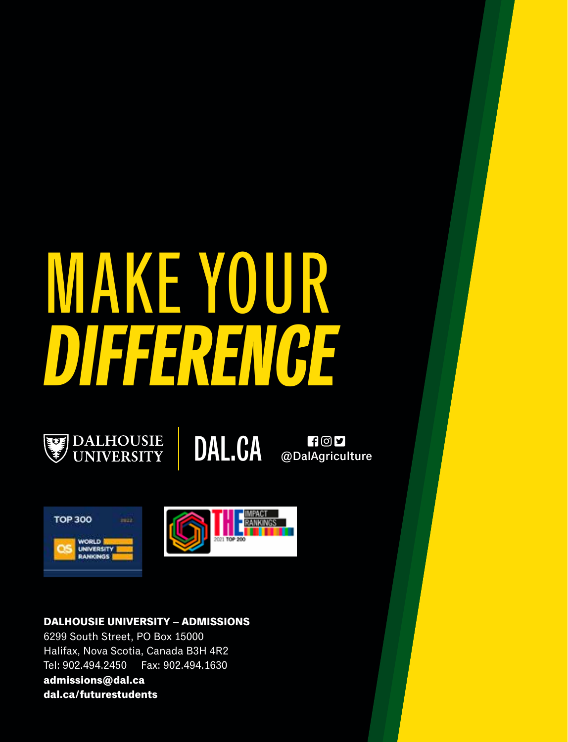# MAKE YOUR
# *DIFFERENCE*

DALHOUSIE UNIVERSITY

DAL.CA

@DalAgriculture

TOP 300

QS WORLD UNIVERSITY RANKINGS

THE IMPACT RANKINGS

2021 TOP 200

**DALHOUSIE UNIVERSITY – ADMISSIONS**

6299 South Street, PO Box 15000
Halifax, Nova Scotia, Canada B3H 4R2
Tel: 902.494.2450 Fax: 902.494.1630

**admissions@dal.ca**
**dal.ca/futurestudents**